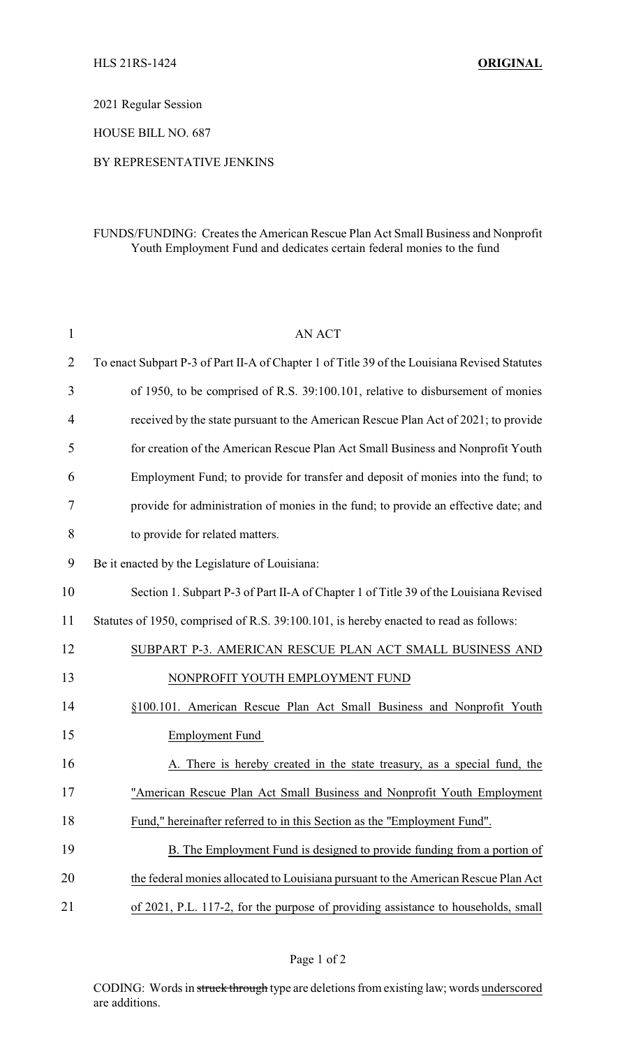HLS 21RS-1424 **ORIGINAL**

2021 Regular Session

HOUSE BILL NO. 687

BY REPRESENTATIVE JENKINS

FUNDS/FUNDING: Creates the American Rescue Plan Act Small Business and Nonprofit Youth Employment Fund and dedicates certain federal monies to the fund

AN ACT

To enact Subpart P-3 of Part II-A of Chapter 1 of Title 39 of the Louisiana Revised Statutes of 1950, to be comprised of R.S. 39:100.101, relative to disbursement of monies received by the state pursuant to the American Rescue Plan Act of 2021; to provide for creation of the American Rescue Plan Act Small Business and Nonprofit Youth Employment Fund; to provide for transfer and deposit of monies into the fund; to provide for administration of monies in the fund; to provide an effective date; and to provide for related matters.

Be it enacted by the Legislature of Louisiana:

Section 1. Subpart P-3 of Part II-A of Chapter 1 of Title 39 of the Louisiana Revised Statutes of 1950, comprised of R.S. 39:100.101, is hereby enacted to read as follows:

SUBPART P-3. AMERICAN RESCUE PLAN ACT SMALL BUSINESS AND NONPROFIT YOUTH EMPLOYMENT FUND

§100.101. American Rescue Plan Act Small Business and Nonprofit Youth Employment Fund

A. There is hereby created in the state treasury, as a special fund, the "American Rescue Plan Act Small Business and Nonprofit Youth Employment Fund," hereinafter referred to in this Section as the "Employment Fund".

B. The Employment Fund is designed to provide funding from a portion of the federal monies allocated to Louisiana pursuant to the American Rescue Plan Act of 2021, P.L. 117-2, for the purpose of providing assistance to households, small

CODING: Words in ~~struck through~~ type are deletions from existing law; words underscored are additions.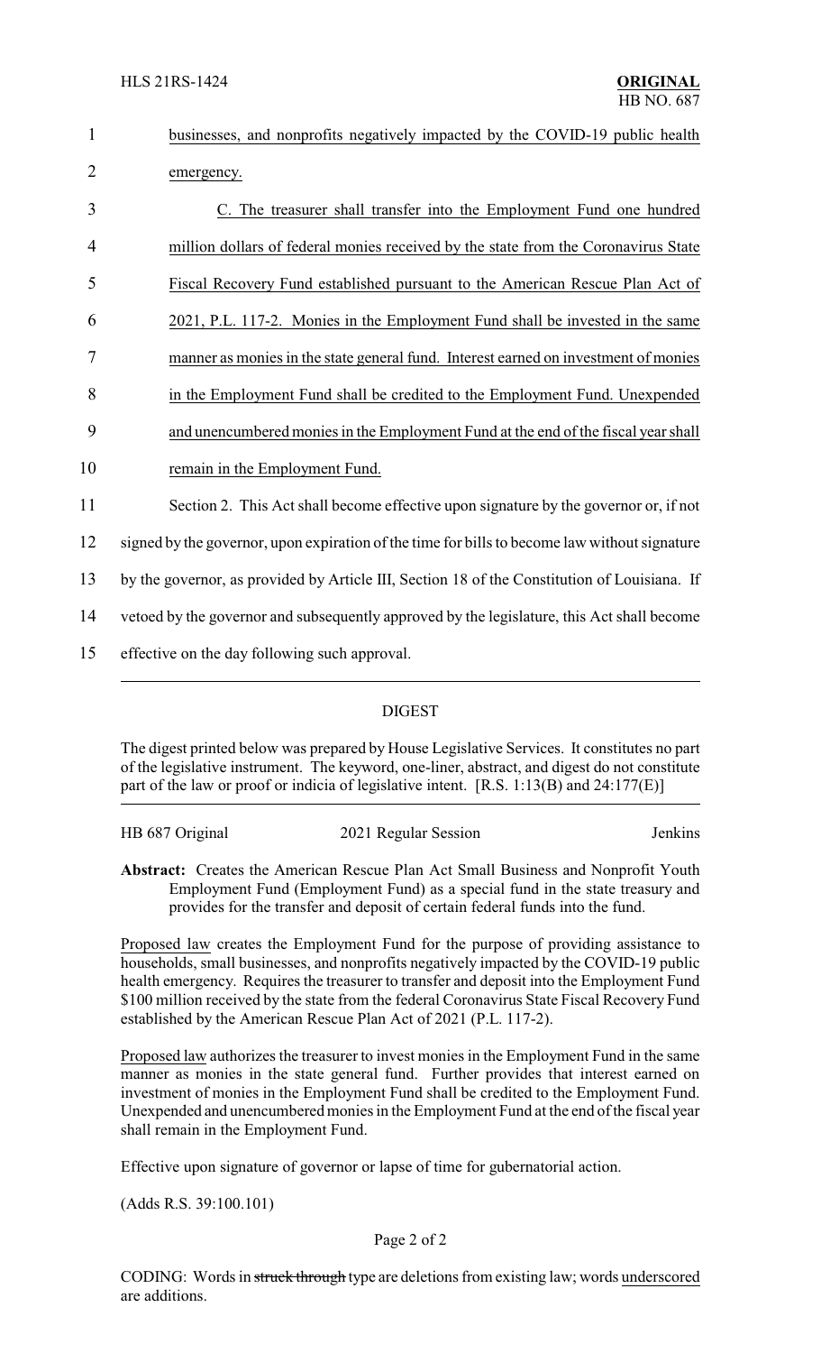businesses, and nonprofits negatively impacted by the COVID-19 public health emergency.

C. The treasurer shall transfer into the Employment Fund one hundred million dollars of federal monies received by the state from the Coronavirus State Fiscal Recovery Fund established pursuant to the American Rescue Plan Act of 2021, P.L. 117-2. Monies in the Employment Fund shall be invested in the same manner as monies in the state general fund. Interest earned on investment of monies in the Employment Fund shall be credited to the Employment Fund. Unexpended and unencumbered monies in the Employment Fund at the end of the fiscal year shall remain in the Employment Fund.

Section 2. This Act shall become effective upon signature by the governor or, if not signed by the governor, upon expiration of the time for bills to become law without signature by the governor, as provided by Article III, Section 18 of the Constitution of Louisiana. If vetoed by the governor and subsequently approved by the legislature, this Act shall become effective on the day following such approval.

## DIGEST

The digest printed below was prepared by House Legislative Services. It constitutes no part of the legislative instrument. The keyword, one-liner, abstract, and digest do not constitute part of the law or proof or indicia of legislative intent. [R.S. 1:13(B) and 24:177(E)]

HB 687 Original | 2021 Regular Session | Jenkins

**Abstract:** Creates the American Rescue Plan Act Small Business and Nonprofit Youth Employment Fund (Employment Fund) as a special fund in the state treasury and provides for the transfer and deposit of certain federal funds into the fund.

Proposed law creates the Employment Fund for the purpose of providing assistance to households, small businesses, and nonprofits negatively impacted by the COVID-19 public health emergency. Requires the treasurer to transfer and deposit into the Employment Fund $100 million received by the state from the federal Coronavirus State Fiscal Recovery Fund established by the American Rescue Plan Act of 2021 (P.L. 117-2).

Proposed law authorizes the treasurer to invest monies in the Employment Fund in the same manner as monies in the state general fund. Further provides that interest earned on investment of monies in the Employment Fund shall be credited to the Employment Fund. Unexpended and unencumbered monies in the Employment Fund at the end of the fiscal year shall remain in the Employment Fund.

Effective upon signature of governor or lapse of time for gubernatorial action.

(Adds R.S. 39:100.101)

CODING: Words in ~~struck through~~ type are deletions from existing law; words underscored are additions.